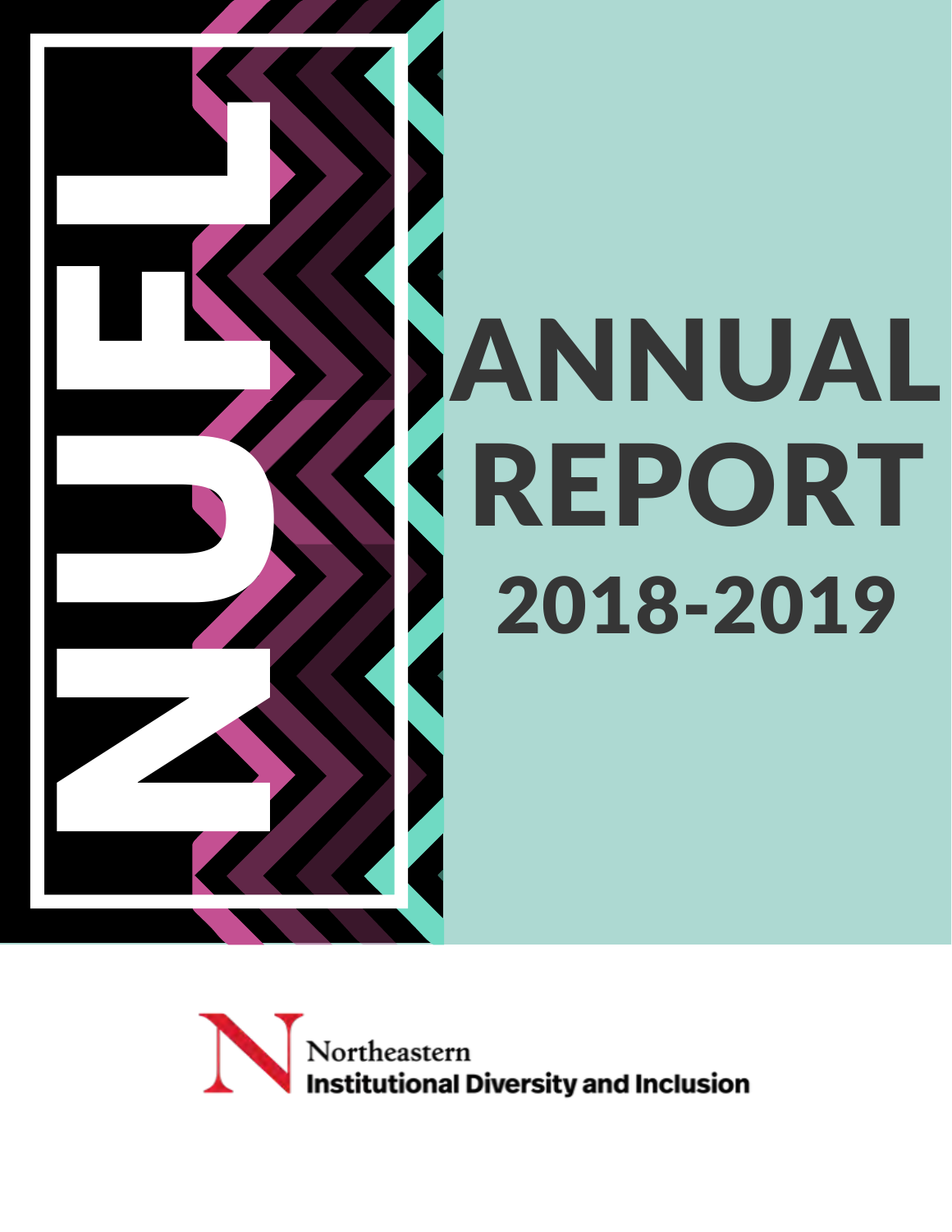# NUFL

# ANNUAL REPORT

## 2018-2019

Northeastern
Institutional Diversity and Inclusion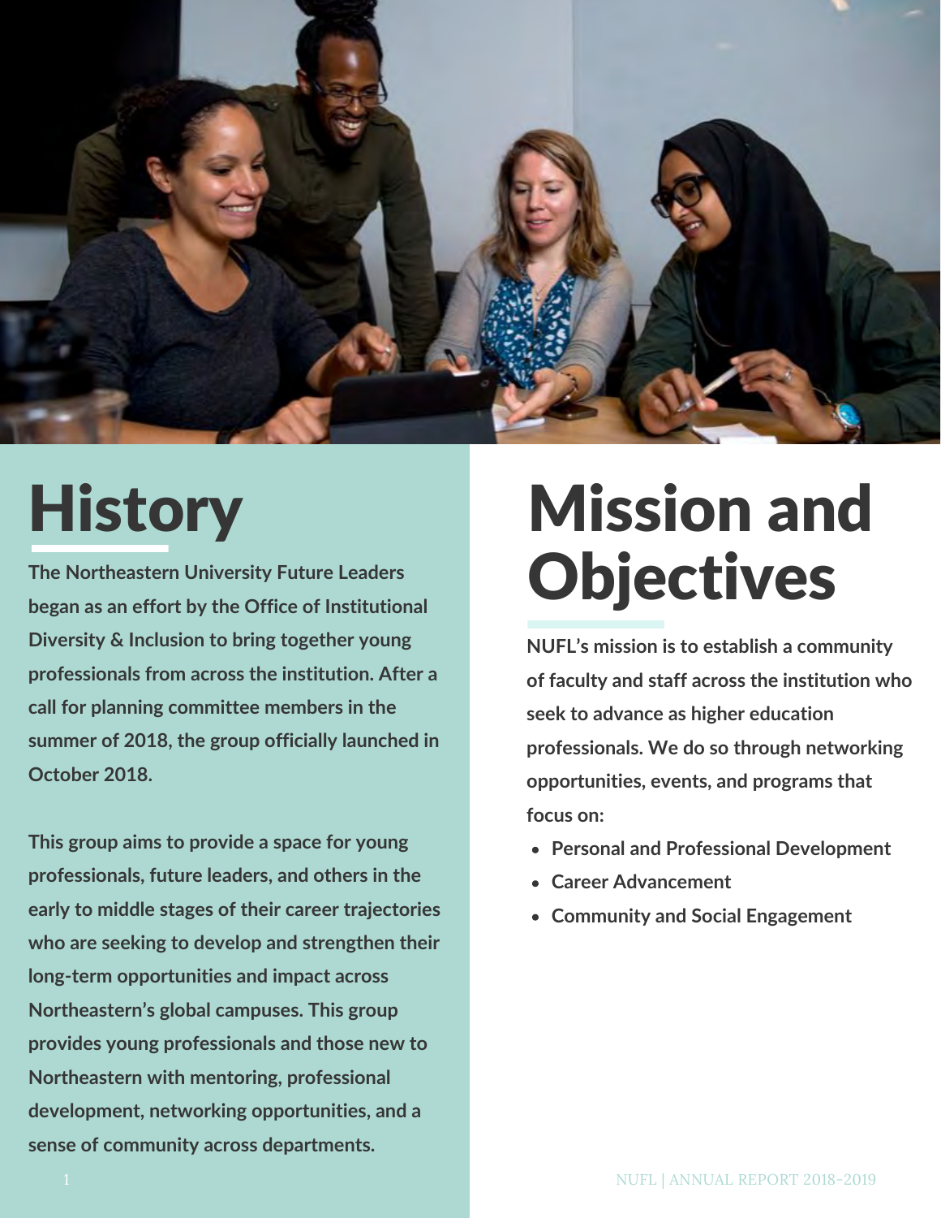# History

The Northeastern University Future Leaders began as an effort by the Office of Institutional Diversity & Inclusion to bring together young professionals from across the institution. After a call for planning committee members in the summer of 2018, the group officially launched in October 2018.

This group aims to provide a space for young professionals, future leaders, and others in the early to middle stages of their career trajectories who are seeking to develop and strengthen their long-term opportunities and impact across Northeastern's global campuses. This group provides young professionals and those new to Northeastern with mentoring, professional development, networking opportunities, and a sense of community across departments.

# Mission and Objectives

NUFL's mission is to establish a community of faculty and staff across the institution who seek to advance as higher education professionals. We do so through networking opportunities, events, and programs that focus on:

- Personal and Professional Development
- Career Advancement
- Community and Social Engagement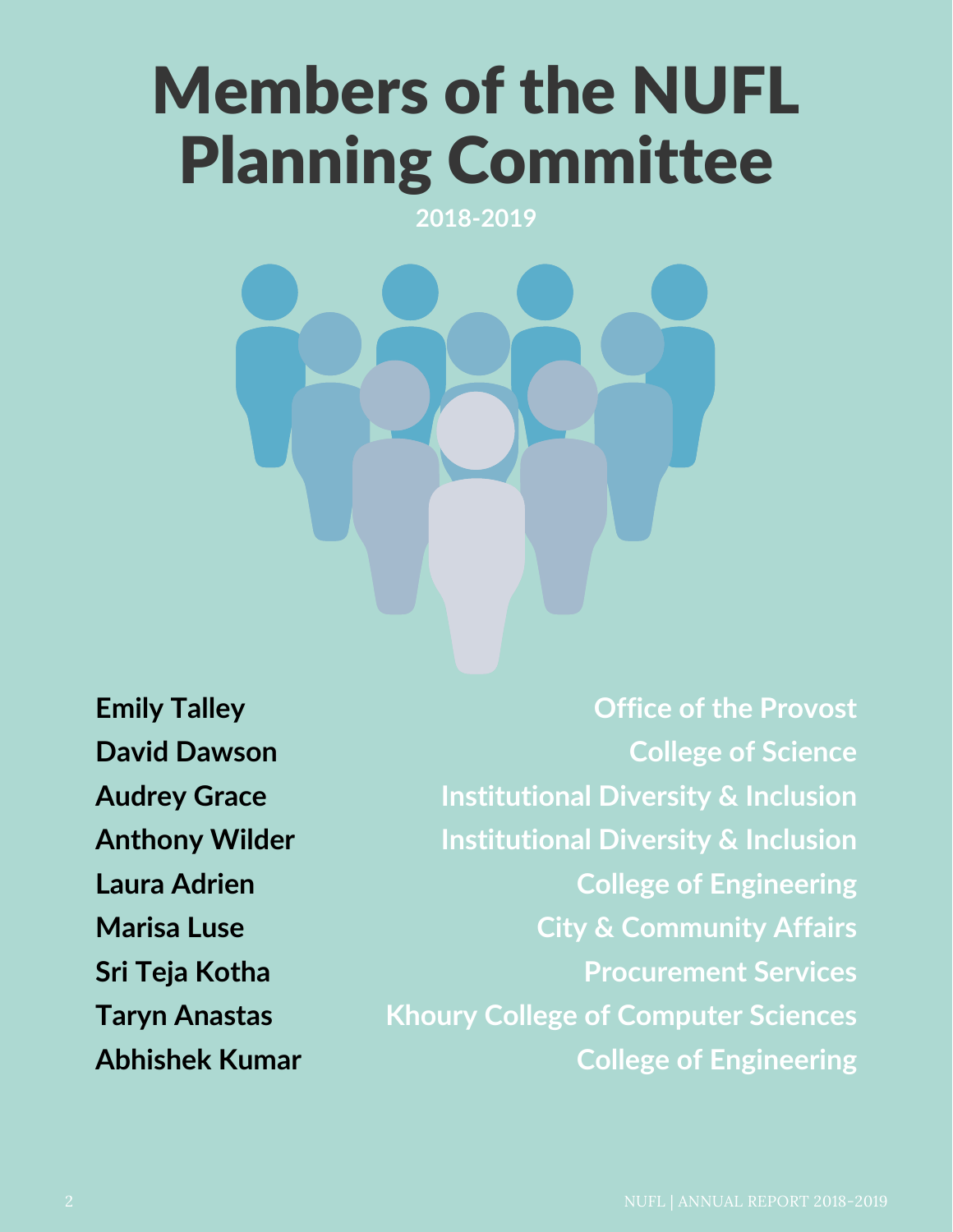# Members of the NUFL Planning Committee

**2018-2019**

| | |
|---|---|
| **Emily Talley** | **Office of the Provost** |
| **David Dawson** | **College of Science** |
| **Audrey Grace** | **Institutional Diversity & Inclusion** |
| **Anthony Wilder** | **Institutional Diversity & Inclusion** |
| **Laura Adrien** | **College of Engineering** |
| **Marisa Luse** | **City & Community Affairs** |
| **Sri Teja Kotha** | **Procurement Services** |
| **Taryn Anastas** | **Khoury College of Computer Sciences** |
| **Abhishek Kumar** | **College of Engineering** |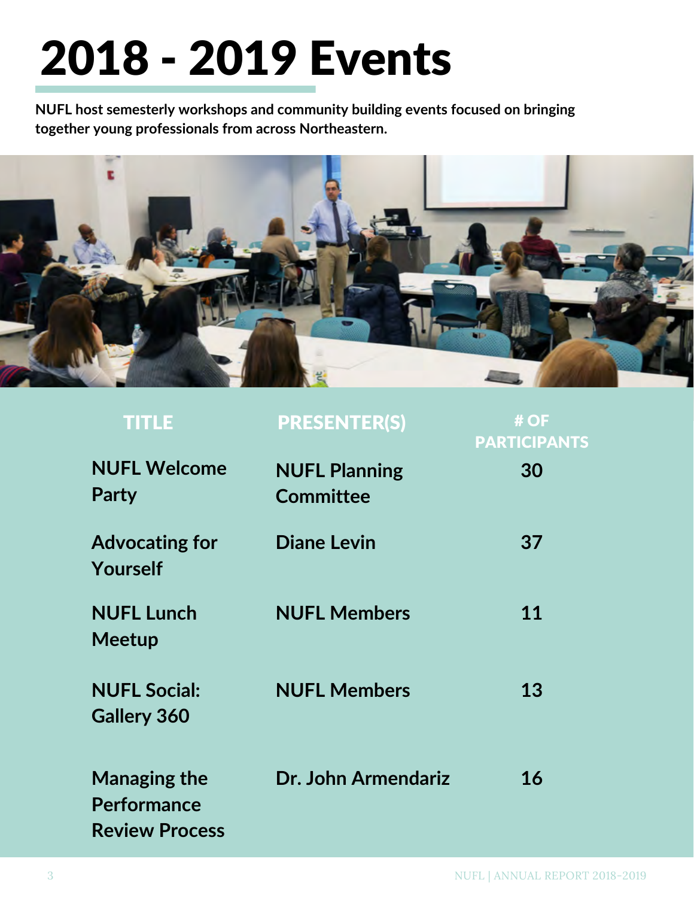# 2018 - 2019 Events

**NUFL host semesterly workshops and community building events focused on bringing together young professionals from across Northeastern.**

| TITLE | PRESENTER(S) | # OF PARTICIPANTS |
|---|---|---|
| NUFL Welcome Party | NUFL Planning Committee | 30 |
| Advocating for Yourself | Diane Levin | 37 |
| NUFL Lunch Meetup | NUFL Members | 11 |
| NUFL Social: Gallery 360 | NUFL Members | 13 |
| Managing the Performance Review Process | Dr. John Armendariz | 16 |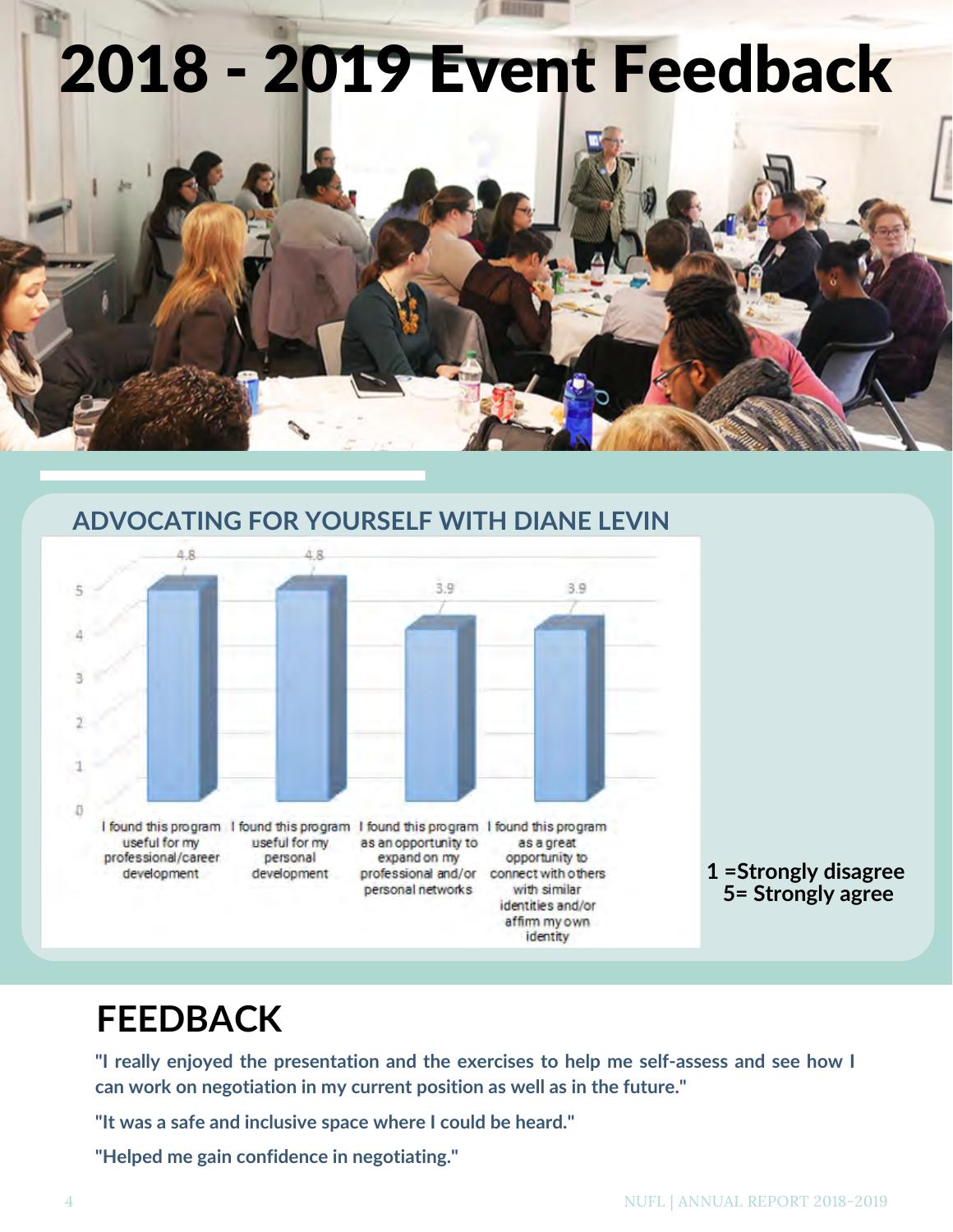# 2018 - 2019 Event Feedback

## ADVOCATING FOR YOURSELF WITH DIANE LEVIN

| Statement | Rating |
|---|---|
| I found this program useful for my professional/career development | 4.8 |
| I found this program useful for my personal development | 4.8 |
| I found this program as an opportunity to expand on my professional and/or personal networks | 3.9 |
| I found this program as a great opportunity to connect with others with similar identities and/or affirm my own identity | 3.9 |

**1 =Strongly disagree**
**5= Strongly agree**

# FEEDBACK

**"I really enjoyed the presentation and the exercises to help me self-assess and see how I can work on negotiation in my current position as well as in the future."**

**"It was a safe and inclusive space where I could be heard."**

**"Helped me gain confidence in negotiating."**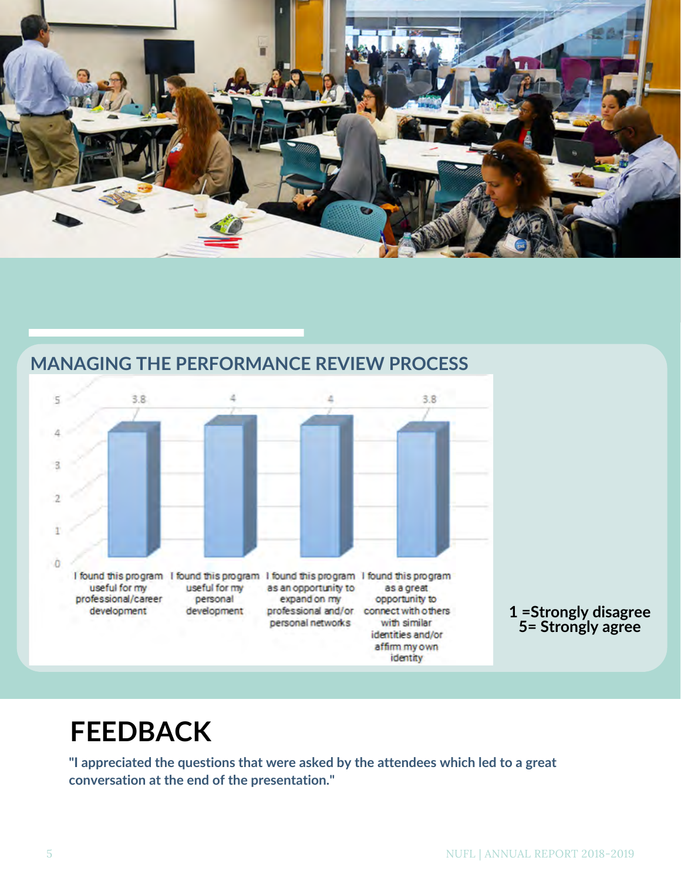## MANAGING THE PERFORMANCE REVIEW PROCESS

| | Rating |
|---|---|
| I found this program useful for my professional/career development | 3.8 |
| I found this program useful for my personal development | 4 |
| I found this program as an opportunity to expand on my professional and/or personal networks | 4 |
| I found this program as a great opportunity to connect with others with similar identities and/or affirm my own identity | 3.8 |

**1 =Strongly disagree**
**5= Strongly agree**

# FEEDBACK

**"I appreciated the questions that were asked by the attendees which led to a great conversation at the end of the presentation."**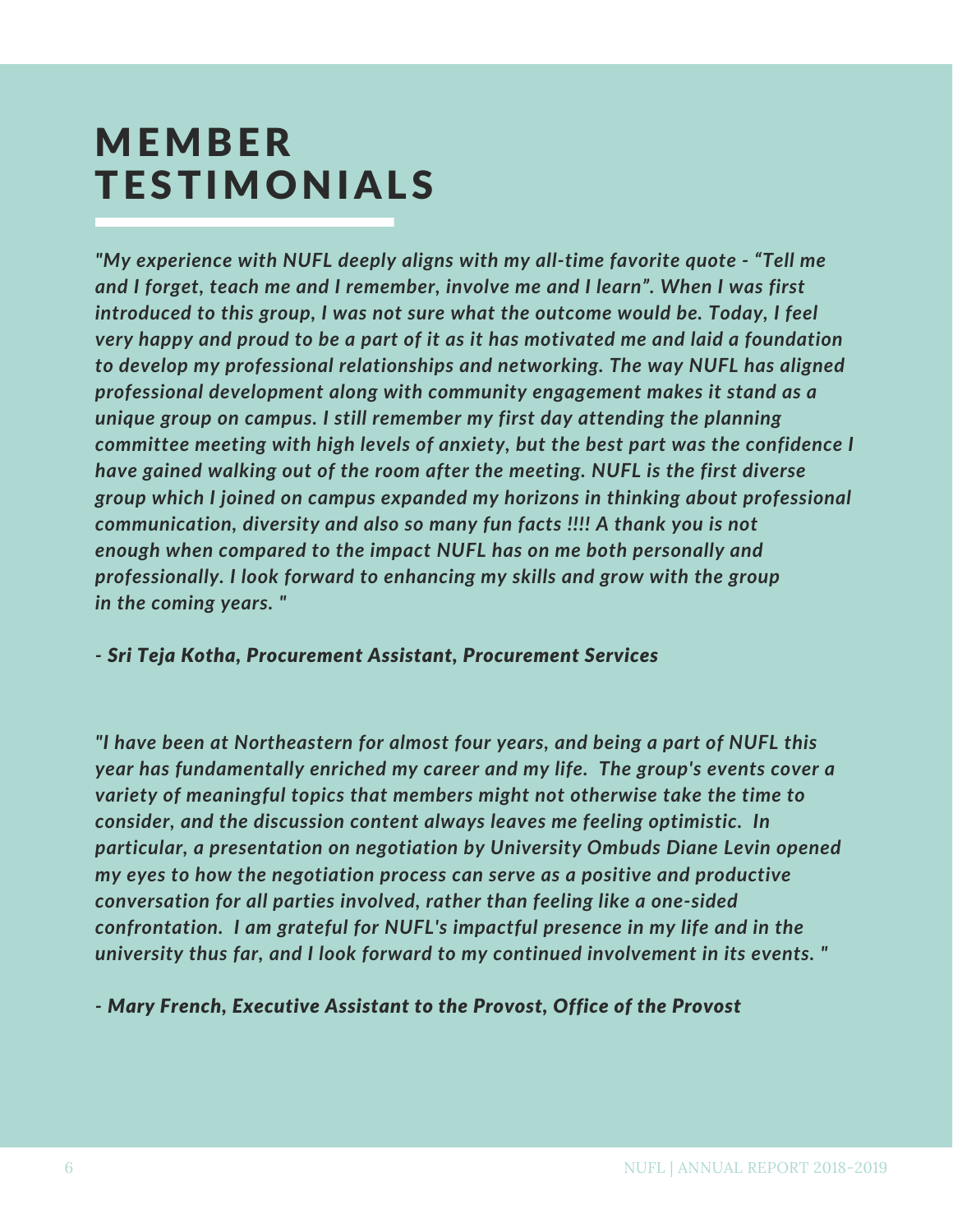# MEMBER TESTIMONIALS

*"My experience with NUFL deeply aligns with my all-time favorite quote - "Tell me and I forget, teach me and I remember, involve me and I learn". When I was first introduced to this group, I was not sure what the outcome would be. Today, I feel very happy and proud to be a part of it as it has motivated me and laid a foundation to develop my professional relationships and networking. The way NUFL has aligned professional development along with community engagement makes it stand as a unique group on campus. I still remember my first day attending the planning committee meeting with high levels of anxiety, but the best part was the confidence I have gained walking out of the room after the meeting. NUFL is the first diverse group which I joined on campus expanded my horizons in thinking about professional communication, diversity and also so many fun facts !!!! A thank you is not enough when compared to the impact NUFL has on me both personally and professionally. I look forward to enhancing my skills and grow with the group in the coming years. "*

*- Sri Teja Kotha, Procurement Assistant, Procurement Services*

*"I have been at Northeastern for almost four years, and being a part of NUFL this year has fundamentally enriched my career and my life. The group's events cover a variety of meaningful topics that members might not otherwise take the time to consider, and the discussion content always leaves me feeling optimistic. In particular, a presentation on negotiation by University Ombuds Diane Levin opened my eyes to how the negotiation process can serve as a positive and productive conversation for all parties involved, rather than feeling like a one-sided confrontation. I am grateful for NUFL's impactful presence in my life and in the university thus far, and I look forward to my continued involvement in its events. "*

*- Mary French, Executive Assistant to the Provost, Office of the Provost*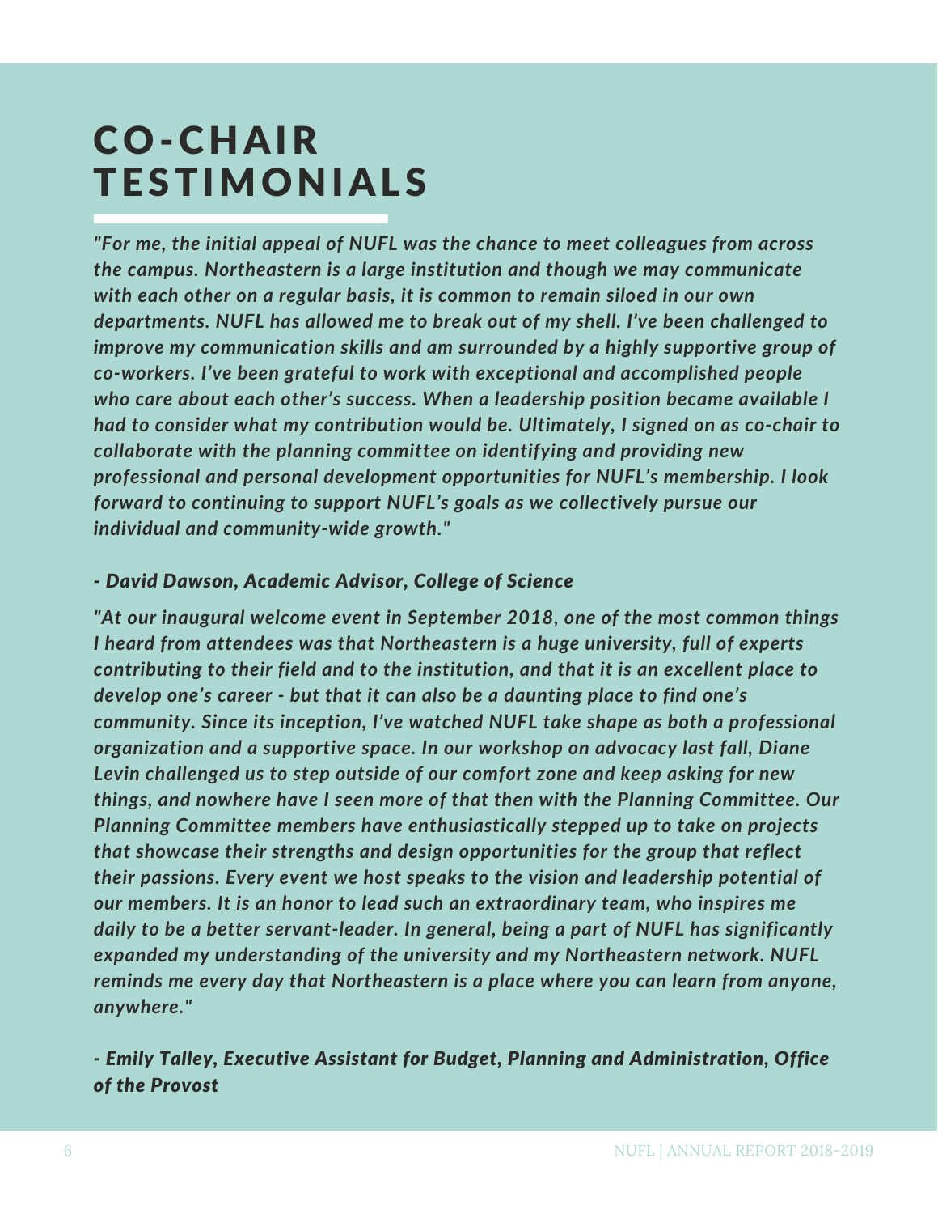# CO-CHAIR TESTIMONIALS

*"For me, the initial appeal of NUFL was the chance to meet colleagues from across the campus. Northeastern is a large institution and though we may communicate with each other on a regular basis, it is common to remain siloed in our own departments. NUFL has allowed me to break out of my shell. I've been challenged to improve my communication skills and am surrounded by a highly supportive group of co-workers. I've been grateful to work with exceptional and accomplished people who care about each other's success. When a leadership position became available I had to consider what my contribution would be. Ultimately, I signed on as co-chair to collaborate with the planning committee on identifying and providing new professional and personal development opportunities for NUFL's membership. I look forward to continuing to support NUFL's goals as we collectively pursue our individual and community-wide growth."*

*- David Dawson, Academic Advisor, College of Science*

*"At our inaugural welcome event in September 2018, one of the most common things I heard from attendees was that Northeastern is a huge university, full of experts contributing to their field and to the institution, and that it is an excellent place to develop one's career - but that it can also be a daunting place to find one's community. Since its inception, I've watched NUFL take shape as both a professional organization and a supportive space. In our workshop on advocacy last fall, Diane Levin challenged us to step outside of our comfort zone and keep asking for new things, and nowhere have I seen more of that then with the Planning Committee. Our Planning Committee members have enthusiastically stepped up to take on projects that showcase their strengths and design opportunities for the group that reflect their passions. Every event we host speaks to the vision and leadership potential of our members. It is an honor to lead such an extraordinary team, who inspires me daily to be a better servant-leader. In general, being a part of NUFL has significantly expanded my understanding of the university and my Northeastern network. NUFL reminds me every day that Northeastern is a place where you can learn from anyone, anywhere."*

*- Emily Talley, Executive Assistant for Budget, Planning and Administration, Office of the Provost*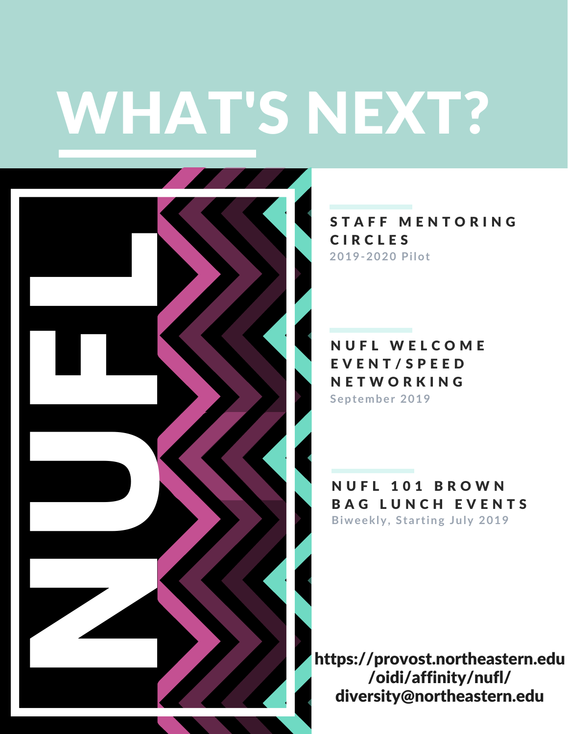# WHAT'S NEXT?

NUFL

### STAFF MENTORING CIRCLES

2019-2020 Pilot

### NUFL WELCOME EVENT/SPEED NETWORKING

September 2019

### NUFL 101 BROWN BAG LUNCH EVENTS

Biweekly, Starting July 2019

**https://provost.northeastern.edu/oidi/affinity/nufl/**
**diversity@northeastern.edu**